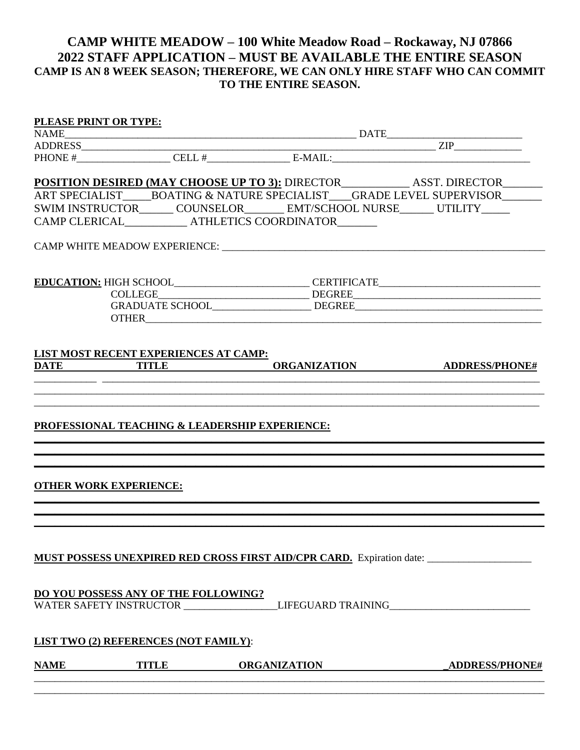# CAMP WHITE MEADOW – 100 White Meadow Road – Rockaway, NJ 07866

# 2022 STAFF APPLICATION – MUST BE AVAILABLE THE ENTIRE SEASON

**CAMP IS AN 8 WEEK SEASON; THEREFORE, WE CAN ONLY HIRE STAFF WHO CAN COMMIT TO THE ENTIRE SEASON.**

**PLEASE PRINT OR TYPE:**

NAME__________________________________________________________ DATE__________________________

ADDRESS______________________________________________________________________ ZIP_____________

PHONE #__________________ CELL #________________ E-MAIL:______________________________________

**POSITION DESIRED (MAY CHOOSE UP TO 3):** DIRECTOR____________ ASST. DIRECTOR_______

ART SPECIALIST_____BOATING & NATURE SPECIALIST____GRADE LEVEL SUPERVISOR_______

SWIM INSTRUCTOR______ COUNSELOR_______ EMT/SCHOOL NURSE______ UTILITY_____

CAMP CLERICAL___________ ATHLETICS COORDINATOR_______

CAMP WHITE MEADOW EXPERIENCE: _______________________________________________________________

**EDUCATION:** HIGH SCHOOL__________________________ CERTIFICATE_______________________________

COLLEGE______________________________ DEGREE____________________________________

GRADUATE SCHOOL__________________ DEGREE____________________________________

OTHER______________________________________________________________________________

**LIST MOST RECENT EXPERIENCES AT CAMP:**

| DATE | TITLE | ORGANIZATION | ADDRESS/PHONE# |
| --- | --- | --- | --- |
| | | | |
| | | | |
| | | | |

**PROFESSIONAL TEACHING & LEADERSHIP EXPERIENCE:**

______________________________________________________________________________________________

______________________________________________________________________________________________

______________________________________________________________________________________________

**OTHER WORK EXPERIENCE:**

______________________________________________________________________________________________

______________________________________________________________________________________________

______________________________________________________________________________________________

**MUST POSSESS UNEXPIRED RED CROSS FIRST AID/CPR CARD.** Expiration date: ____________________

**DO YOU POSSESS ANY OF THE FOLLOWING?**

WATER SAFETY INSTRUCTOR _________________LIFEGUARD TRAINING__________________________

**LIST TWO (2) REFERENCES (NOT FAMILY)**:

| NAME | TITLE | ORGANIZATION | ADDRESS/PHONE# |
| --- | --- | --- | --- |
| | | | |
| | | | |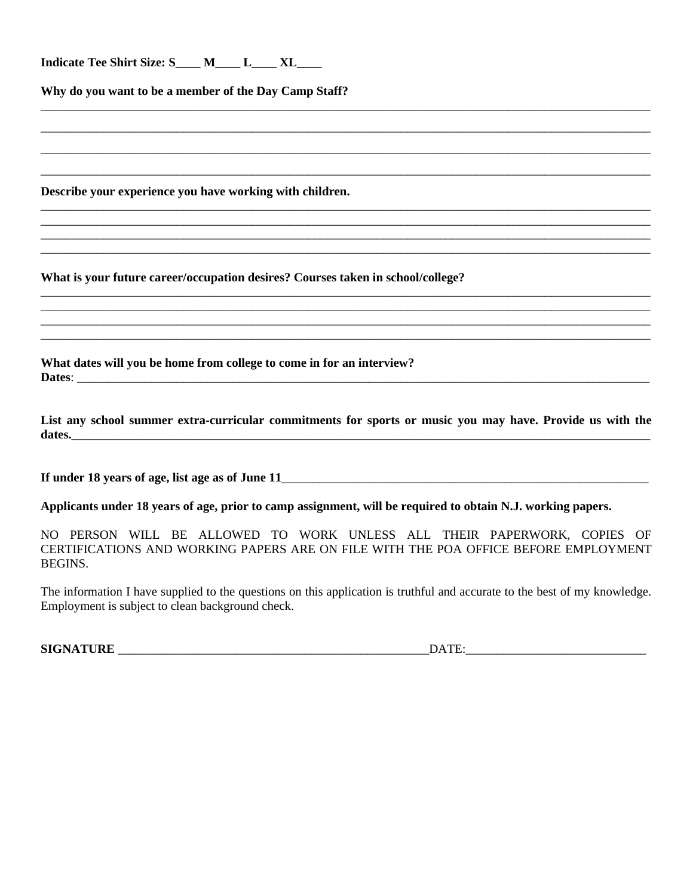**Indicate Tee Shirt Size: S____ M____ L____ XL____**

**Why do you want to be a member of the Day Camp Staff?**

________________________________________________________________________________________________

________________________________________________________________________________________________

________________________________________________________________________________________________

________________________________________________________________________________________________

**Describe your experience you have working with children.**

________________________________________________________________________________________________

________________________________________________________________________________________________

________________________________________________________________________________________________

________________________________________________________________________________________________

**What is your future career/occupation desires? Courses taken in school/college?**

________________________________________________________________________________________________

________________________________________________________________________________________________

________________________________________________________________________________________________

________________________________________________________________________________________________

**What dates will you be home from college to come in for an interview?**
**Dates**: ________________________________________________________________________________________

**List any school summer extra-curricular commitments for sports or music you may have. Provide us with the dates.________________________________________________________________________________________**

**If under 18 years of age, list age as of June 11**________________________________________________________

**Applicants under 18 years of age, prior to camp assignment, will be required to obtain N.J. working papers.**

NO PERSON WILL BE ALLOWED TO WORK UNLESS ALL THEIR PAPERWORK, COPIES OF CERTIFICATIONS AND WORKING PAPERS ARE ON FILE WITH THE POA OFFICE BEFORE EMPLOYMENT BEGINS.

The information I have supplied to the questions on this application is truthful and accurate to the best of my knowledge. Employment is subject to clean background check.

**SIGNATURE** ____________________________________________________DATE:_____________________________